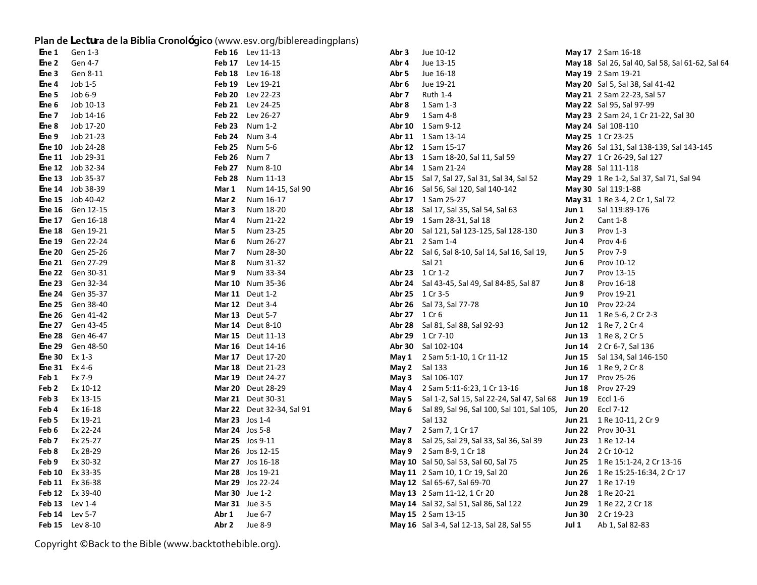**Plan de Lectura de la Biblia Cronológico** (www.esv.org/biblereadingplans)

| Fecha | Lectura |
|---|---|
| **Ene 1** | Gen 1-3 |
| **Ene 2** | Gen 4-7 |
| **Ene 3** | Gen 8-11 |
| **Ene 4** | Job 1-5 |
| **Ene 5** | Job 6-9 |
| **Ene 6** | Job 10-13 |
| **Ene 7** | Job 14-16 |
| **Ene 8** | Job 17-20 |
| **Ene 9** | Job 21-23 |
| **Ene 10** | Job 24-28 |
| **Ene 11** | Job 29-31 |
| **Ene 12** | Job 32-34 |
| **Ene 13** | Job 35-37 |
| **Ene 14** | Job 38-39 |
| **Ene 15** | Job 40-42 |
| **Ene 16** | Gen 12-15 |
| **Ene 17** | Gen 16-18 |
| **Ene 18** | Gen 19-21 |
| **Ene 19** | Gen 22-24 |
| **Ene 20** | Gen 25-26 |
| **Ene 21** | Gen 27-29 |
| **Ene 22** | Gen 30-31 |
| **Ene 23** | Gen 32-34 |
| **Ene 24** | Gen 35-37 |
| **Ene 25** | Gen 38-40 |
| **Ene 26** | Gen 41-42 |
| **Ene 27** | Gen 43-45 |
| **Ene 28** | Gen 46-47 |
| **Ene 29** | Gen 48-50 |
| **Ene 30** | Ex 1-3 |
| **Ene 31** | Ex 4-6 |
| **Feb 1** | Ex 7-9 |
| **Feb 2** | Ex 10-12 |
| **Feb 3** | Ex 13-15 |
| **Feb 4** | Ex 16-18 |
| **Feb 5** | Ex 19-21 |
| **Feb 6** | Ex 22-24 |
| **Feb 7** | Ex 25-27 |
| **Feb 8** | Ex 28-29 |
| **Feb 9** | Ex 30-32 |
| **Feb 10** | Ex 33-35 |
| **Feb 11** | Ex 36-38 |
| **Feb 12** | Ex 39-40 |
| **Feb 13** | Lev 1-4 |
| **Feb 14** | Lev 5-7 |
| **Feb 15** | Lev 8-10 |
| **Feb 16** | Lev 11-13 |
| **Feb 17** | Lev 14-15 |
| **Feb 18** | Lev 16-18 |
| **Feb 19** | Lev 19-21 |
| **Feb 20** | Lev 22-23 |
| **Feb 21** | Lev 24-25 |
| **Feb 22** | Lev 26-27 |
| **Feb 23** | Num 1-2 |
| **Feb 24** | Num 3-4 |
| **Feb 25** | Num 5-6 |
| **Feb 26** | Num 7 |
| **Feb 27** | Num 8-10 |
| **Feb 28** | Num 11-13 |
| **Mar 1** | Num 14-15, Sal 90 |
| **Mar 2** | Num 16-17 |
| **Mar 3** | Num 18-20 |
| **Mar 4** | Num 21-22 |
| **Mar 5** | Num 23-25 |
| **Mar 6** | Num 26-27 |
| **Mar 7** | Num 28-30 |
| **Mar 8** | Num 31-32 |
| **Mar 9** | Num 33-34 |
| **Mar 10** | Num 35-36 |
| **Mar 11** | Deut 1-2 |
| **Mar 12** | Deut 3-4 |
| **Mar 13** | Deut 5-7 |
| **Mar 14** | Deut 8-10 |
| **Mar 15** | Deut 11-13 |
| **Mar 16** | Deut 14-16 |
| **Mar 17** | Deut 17-20 |
| **Mar 18** | Deut 21-23 |
| **Mar 19** | Deut 24-27 |
| **Mar 20** | Deut 28-29 |
| **Mar 21** | Deut 30-31 |
| **Mar 22** | Deut 32-34, Sal 91 |
| **Mar 23** | Jos 1-4 |
| **Mar 24** | Jos 5-8 |
| **Mar 25** | Jos 9-11 |
| **Mar 26** | Jos 12-15 |
| **Mar 27** | Jos 16-18 |
| **Mar 28** | Jos 19-21 |
| **Mar 29** | Jos 22-24 |
| **Mar 30** | Jue 1-2 |
| **Mar 31** | Jue 3-5 |
| **Abr 1** | Jue 6-7 |
| **Abr 2** | Jue 8-9 |
| **Abr 3** | Jue 10-12 |
| **Abr 4** | Jue 13-15 |
| **Abr 5** | Jue 16-18 |
| **Abr 6** | Jue 19-21 |
| **Abr 7** | Ruth 1-4 |
| **Abr 8** | 1 Sam 1-3 |
| **Abr 9** | 1 Sam 4-8 |
| **Abr 10** | 1 Sam 9-12 |
| **Abr 11** | 1 Sam 13-14 |
| **Abr 12** | 1 Sam 15-17 |
| **Abr 13** | 1 Sam 18-20, Sal 11, Sal 59 |
| **Abr 14** | 1 Sam 21-24 |
| **Abr 15** | Sal 7, Sal 27, Sal 31, Sal 34, Sal 52 |
| **Abr 16** | Sal 56, Sal 120, Sal 140-142 |
| **Abr 17** | 1 Sam 25-27 |
| **Abr 18** | Sal 17, Sal 35, Sal 54, Sal 63 |
| **Abr 19** | 1 Sam 28-31, Sal 18 |
| **Abr 20** | Sal 121, Sal 123-125, Sal 128-130 |
| **Abr 21** | 2 Sam 1-4 |
| **Abr 22** | Sal 6, Sal 8-10, Sal 14, Sal 16, Sal 19, Sal 21 |
| **Abr 23** | 1 Cr 1-2 |
| **Abr 24** | Sal 43-45, Sal 49, Sal 84-85, Sal 87 |
| **Abr 25** | 1 Cr 3-5 |
| **Abr 26** | Sal 73, Sal 77-78 |
| **Abr 27** | 1 Cr 6 |
| **Abr 28** | Sal 81, Sal 88, Sal 92-93 |
| **Abr 29** | 1 Cr 7-10 |
| **Abr 30** | Sal 102-104 |
| **May 1** | 2 Sam 5:1-10, 1 Cr 11-12 |
| **May 2** | Sal 133 |
| **May 3** | Sal 106-107 |
| **May 4** | 2 Sam 5:11-6:23, 1 Cr 13-16 |
| **May 5** | Sal 1-2, Sal 15, Sal 22-24, Sal 47, Sal 68 |
| **May 6** | Sal 89, Sal 96, Sal 100, Sal 101, Sal 105, Sal 132 |
| **May 7** | 2 Sam 7, 1 Cr 17 |
| **May 8** | Sal 25, Sal 29, Sal 33, Sal 36, Sal 39 |
| **May 9** | 2 Sam 8-9, 1 Cr 18 |
| **May 10** | Sal 50, Sal 53, Sal 60, Sal 75 |
| **May 11** | 2 Sam 10, 1 Cr 19, Sal 20 |
| **May 12** | Sal 65-67, Sal 69-70 |
| **May 13** | 2 Sam 11-12, 1 Cr 20 |
| **May 14** | Sal 32, Sal 51, Sal 86, Sal 122 |
| **May 15** | 2 Sam 13-15 |
| **May 16** | Sal 3-4, Sal 12-13, Sal 28, Sal 55 |
| **May 17** | 2 Sam 16-18 |
| **May 18** | Sal 26, Sal 40, Sal 58, Sal 61-62, Sal 64 |
| **May 19** | 2 Sam 19-21 |
| **May 20** | Sal 5, Sal 38, Sal 41-42 |
| **May 21** | 2 Sam 22-23, Sal 57 |
| **May 22** | Sal 95, Sal 97-99 |
| **May 23** | 2 Sam 24, 1 Cr 21-22, Sal 30 |
| **May 24** | Sal 108-110 |
| **May 25** | 1 Cr 23-25 |
| **May 26** | Sal 131, Sal 138-139, Sal 143-145 |
| **May 27** | 1 Cr 26-29, Sal 127 |
| **May 28** | Sal 111-118 |
| **May 29** | 1 Re 1-2, Sal 37, Sal 71, Sal 94 |
| **May 30** | Sal 119:1-88 |
| **May 31** | 1 Re 3-4, 2 Cr 1, Sal 72 |
| **Jun 1** | Sal 119:89-176 |
| **Jun 2** | Cant 1-8 |
| **Jun 3** | Prov 1-3 |
| **Jun 4** | Prov 4-6 |
| **Jun 5** | Prov 7-9 |
| **Jun 6** | Prov 10-12 |
| **Jun 7** | Prov 13-15 |
| **Jun 8** | Prov 16-18 |
| **Jun 9** | Prov 19-21 |
| **Jun 10** | Prov 22-24 |
| **Jun 11** | 1 Re 5-6, 2 Cr 2-3 |
| **Jun 12** | 1 Re 7, 2 Cr 4 |
| **Jun 13** | 1 Re 8, 2 Cr 5 |
| **Jun 14** | 2 Cr 6-7, Sal 136 |
| **Jun 15** | Sal 134, Sal 146-150 |
| **Jun 16** | 1 Re 9, 2 Cr 8 |
| **Jun 17** | Prov 25-26 |
| **Jun 18** | Prov 27-29 |
| **Jun 19** | Eccl 1-6 |
| **Jun 20** | Eccl 7-12 |
| **Jun 21** | 1 Re 10-11, 2 Cr 9 |
| **Jun 22** | Prov 30-31 |
| **Jun 23** | 1 Re 12-14 |
| **Jun 24** | 2 Cr 10-12 |
| **Jun 25** | 1 Re 15:1-24, 2 Cr 13-16 |
| **Jun 26** | 1 Re 15:25-16:34, 2 Cr 17 |
| **Jun 27** | 1 Re 17-19 |
| **Jun 28** | 1 Re 20-21 |
| **Jun 29** | 1 Re 22, 2 Cr 18 |
| **Jun 30** | 2 Cr 19-23 |
| **Jul 1** | Ab 1, Sal 82-83 |

Copyright ©Back to the Bible (www.backtothebible.org).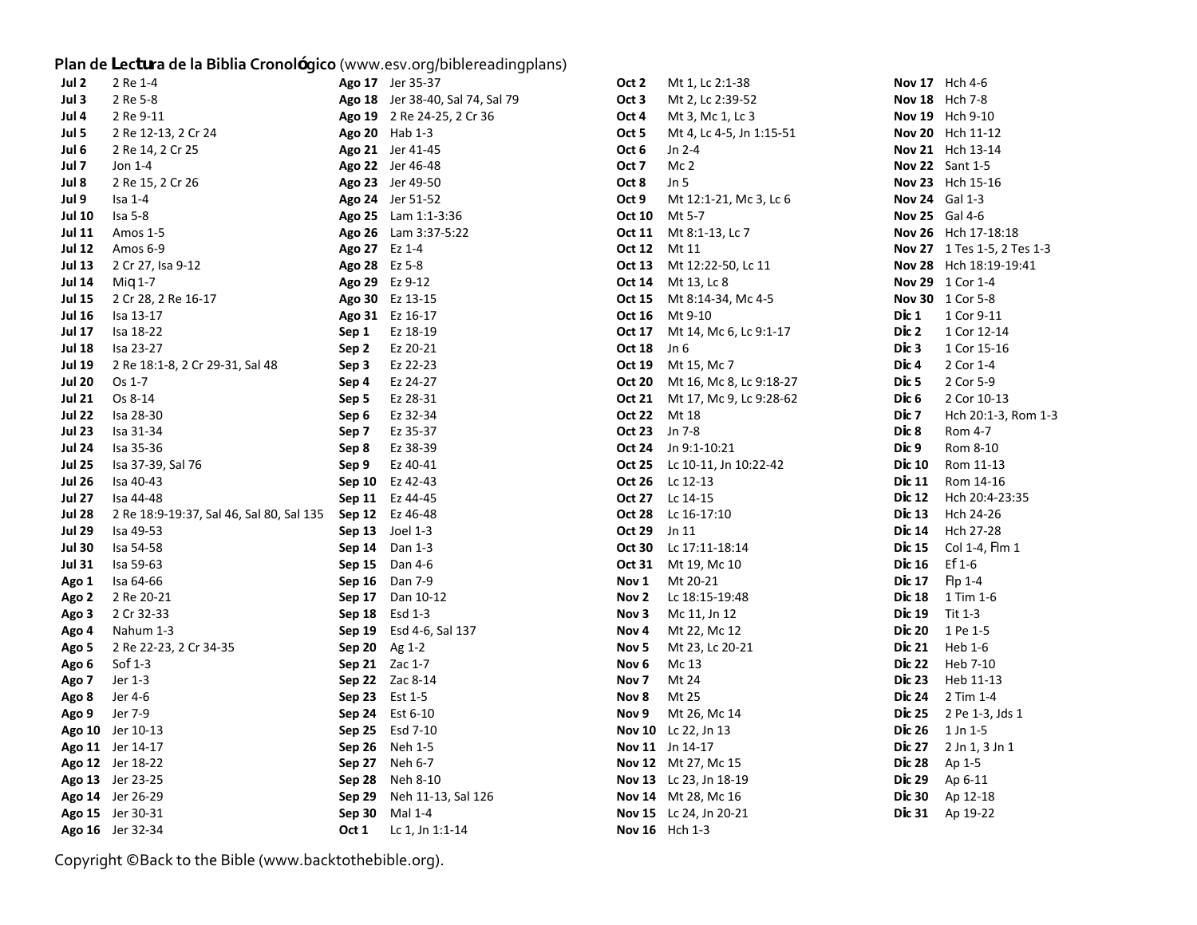**Plan de Lectura de la Biblia Cronológico** (www.esv.org/biblereadingplans)

| | |
|---|---|
| **Jul 2** | 2 Re 1-4 |
| **Jul 3** | 2 Re 5-8 |
| **Jul 4** | 2 Re 9-11 |
| **Jul 5** | 2 Re 12-13, 2 Cr 24 |
| **Jul 6** | 2 Re 14, 2 Cr 25 |
| **Jul 7** | Jon 1-4 |
| **Jul 8** | 2 Re 15, 2 Cr 26 |
| **Jul 9** | Isa 1-4 |
| **Jul 10** | Isa 5-8 |
| **Jul 11** | Amos 1-5 |
| **Jul 12** | Amos 6-9 |
| **Jul 13** | 2 Cr 27, Isa 9-12 |
| **Jul 14** | Miq 1-7 |
| **Jul 15** | 2 Cr 28, 2 Re 16-17 |
| **Jul 16** | Isa 13-17 |
| **Jul 17** | Isa 18-22 |
| **Jul 18** | Isa 23-27 |
| **Jul 19** | 2 Re 18:1-8, 2 Cr 29-31, Sal 48 |
| **Jul 20** | Os 1-7 |
| **Jul 21** | Os 8-14 |
| **Jul 22** | Isa 28-30 |
| **Jul 23** | Isa 31-34 |
| **Jul 24** | Isa 35-36 |
| **Jul 25** | Isa 37-39, Sal 76 |
| **Jul 26** | Isa 40-43 |
| **Jul 27** | Isa 44-48 |
| **Jul 28** | 2 Re 18:9-19:37, Sal 46, Sal 80, Sal 135 |
| **Jul 29** | Isa 49-53 |
| **Jul 30** | Isa 54-58 |
| **Jul 31** | Isa 59-63 |
| **Ago 1** | Isa 64-66 |
| **Ago 2** | 2 Re 20-21 |
| **Ago 3** | 2 Cr 32-33 |
| **Ago 4** | Nahum 1-3 |
| **Ago 5** | 2 Re 22-23, 2 Cr 34-35 |
| **Ago 6** | Sof 1-3 |
| **Ago 7** | Jer 1-3 |
| **Ago 8** | Jer 4-6 |
| **Ago 9** | Jer 7-9 |
| **Ago 10** | Jer 10-13 |
| **Ago 11** | Jer 14-17 |
| **Ago 12** | Jer 18-22 |
| **Ago 13** | Jer 23-25 |
| **Ago 14** | Jer 26-29 |
| **Ago 15** | Jer 30-31 |
| **Ago 16** | Jer 32-34 |
| **Ago 17** | Jer 35-37 |
| **Ago 18** | Jer 38-40, Sal 74, Sal 79 |
| **Ago 19** | 2 Re 24-25, 2 Cr 36 |
| **Ago 20** | Hab 1-3 |
| **Ago 21** | Jer 41-45 |
| **Ago 22** | Jer 46-48 |
| **Ago 23** | Jer 49-50 |
| **Ago 24** | Jer 51-52 |
| **Ago 25** | Lam 1:1-3:36 |
| **Ago 26** | Lam 3:37-5:22 |
| **Ago 27** | Ez 1-4 |
| **Ago 28** | Ez 5-8 |
| **Ago 29** | Ez 9-12 |
| **Ago 30** | Ez 13-15 |
| **Ago 31** | Ez 16-17 |
| **Sep 1** | Ez 18-19 |
| **Sep 2** | Ez 20-21 |
| **Sep 3** | Ez 22-23 |
| **Sep 4** | Ez 24-27 |
| **Sep 5** | Ez 28-31 |
| **Sep 6** | Ez 32-34 |
| **Sep 7** | Ez 35-37 |
| **Sep 8** | Ez 38-39 |
| **Sep 9** | Ez 40-41 |
| **Sep 10** | Ez 42-43 |
| **Sep 11** | Ez 44-45 |
| **Sep 12** | Ez 46-48 |
| **Sep 13** | Joel 1-3 |
| **Sep 14** | Dan 1-3 |
| **Sep 15** | Dan 4-6 |
| **Sep 16** | Dan 7-9 |
| **Sep 17** | Dan 10-12 |
| **Sep 18** | Esd 1-3 |
| **Sep 19** | Esd 4-6, Sal 137 |
| **Sep 20** | Ag 1-2 |
| **Sep 21** | Zac 1-7 |
| **Sep 22** | Zac 8-14 |
| **Sep 23** | Est 1-5 |
| **Sep 24** | Est 6-10 |
| **Sep 25** | Esd 7-10 |
| **Sep 26** | Neh 1-5 |
| **Sep 27** | Neh 6-7 |
| **Sep 28** | Neh 8-10 |
| **Sep 29** | Neh 11-13, Sal 126 |
| **Sep 30** | Mal 1-4 |
| **Oct 1** | Lc 1, Jn 1:1-14 |
| **Oct 2** | Mt 1, Lc 2:1-38 |
| **Oct 3** | Mt 2, Lc 2:39-52 |
| **Oct 4** | Mt 3, Mc 1, Lc 3 |
| **Oct 5** | Mt 4, Lc 4-5, Jn 1:15-51 |
| **Oct 6** | Jn 2-4 |
| **Oct 7** | Mc 2 |
| **Oct 8** | Jn 5 |
| **Oct 9** | Mt 12:1-21, Mc 3, Lc 6 |
| **Oct 10** | Mt 5-7 |
| **Oct 11** | Mt 8:1-13, Lc 7 |
| **Oct 12** | Mt 11 |
| **Oct 13** | Mt 12:22-50, Lc 11 |
| **Oct 14** | Mt 13, Lc 8 |
| **Oct 15** | Mt 8:14-34, Mc 4-5 |
| **Oct 16** | Mt 9-10 |
| **Oct 17** | Mt 14, Mc 6, Lc 9:1-17 |
| **Oct 18** | Jn 6 |
| **Oct 19** | Mt 15, Mc 7 |
| **Oct 20** | Mt 16, Mc 8, Lc 9:18-27 |
| **Oct 21** | Mt 17, Mc 9, Lc 9:28-62 |
| **Oct 22** | Mt 18 |
| **Oct 23** | Jn 7-8 |
| **Oct 24** | Jn 9:1-10:21 |
| **Oct 25** | Lc 10-11, Jn 10:22-42 |
| **Oct 26** | Lc 12-13 |
| **Oct 27** | Lc 14-15 |
| **Oct 28** | Lc 16-17:10 |
| **Oct 29** | Jn 11 |
| **Oct 30** | Lc 17:11-18:14 |
| **Oct 31** | Mt 19, Mc 10 |
| **Nov 1** | Mt 20-21 |
| **Nov 2** | Lc 18:15-19:48 |
| **Nov 3** | Mc 11, Jn 12 |
| **Nov 4** | Mt 22, Mc 12 |
| **Nov 5** | Mt 23, Lc 20-21 |
| **Nov 6** | Mc 13 |
| **Nov 7** | Mt 24 |
| **Nov 8** | Mt 25 |
| **Nov 9** | Mt 26, Mc 14 |
| **Nov 10** | Lc 22, Jn 13 |
| **Nov 11** | Jn 14-17 |
| **Nov 12** | Mt 27, Mc 15 |
| **Nov 13** | Lc 23, Jn 18-19 |
| **Nov 14** | Mt 28, Mc 16 |
| **Nov 15** | Lc 24, Jn 20-21 |
| **Nov 16** | Hch 1-3 |
| **Nov 17** | Hch 4-6 |
| **Nov 18** | Hch 7-8 |
| **Nov 19** | Hch 9-10 |
| **Nov 20** | Hch 11-12 |
| **Nov 21** | Hch 13-14 |
| **Nov 22** | Sant 1-5 |
| **Nov 23** | Hch 15-16 |
| **Nov 24** | Gal 1-3 |
| **Nov 25** | Gal 4-6 |
| **Nov 26** | Hch 17-18:18 |
| **Nov 27** | 1 Tes 1-5, 2 Tes 1-3 |
| **Nov 28** | Hch 18:19-19:41 |
| **Nov 29** | 1 Cor 1-4 |
| **Nov 30** | 1 Cor 5-8 |
| **Dic 1** | 1 Cor 9-11 |
| **Dic 2** | 1 Cor 12-14 |
| **Dic 3** | 1 Cor 15-16 |
| **Dic 4** | 2 Cor 1-4 |
| **Dic 5** | 2 Cor 5-9 |
| **Dic 6** | 2 Cor 10-13 |
| **Dic 7** | Hch 20:1-3, Rom 1-3 |
| **Dic 8** | Rom 4-7 |
| **Dic 9** | Rom 8-10 |
| **Dic 10** | Rom 11-13 |
| **Dic 11** | Rom 14-16 |
| **Dic 12** | Hch 20:4-23:35 |
| **Dic 13** | Hch 24-26 |
| **Dic 14** | Hch 27-28 |
| **Dic 15** | Col 1-4, Flm 1 |
| **Dic 16** | Ef 1-6 |
| **Dic 17** | Flp 1-4 |
| **Dic 18** | 1 Tim 1-6 |
| **Dic 19** | Tit 1-3 |
| **Dic 20** | 1 Pe 1-5 |
| **Dic 21** | Heb 1-6 |
| **Dic 22** | Heb 7-10 |
| **Dic 23** | Heb 11-13 |
| **Dic 24** | 2 Tim 1-4 |
| **Dic 25** | 2 Pe 1-3, Jds 1 |
| **Dic 26** | 1 Jn 1-5 |
| **Dic 27** | 2 Jn 1, 3 Jn 1 |
| **Dic 28** | Ap 1-5 |
| **Dic 29** | Ap 6-11 |
| **Dic 30** | Ap 12-18 |
| **Dic 31** | Ap 19-22 |

Copyright ©Back to the Bible (www.backtothebible.org).